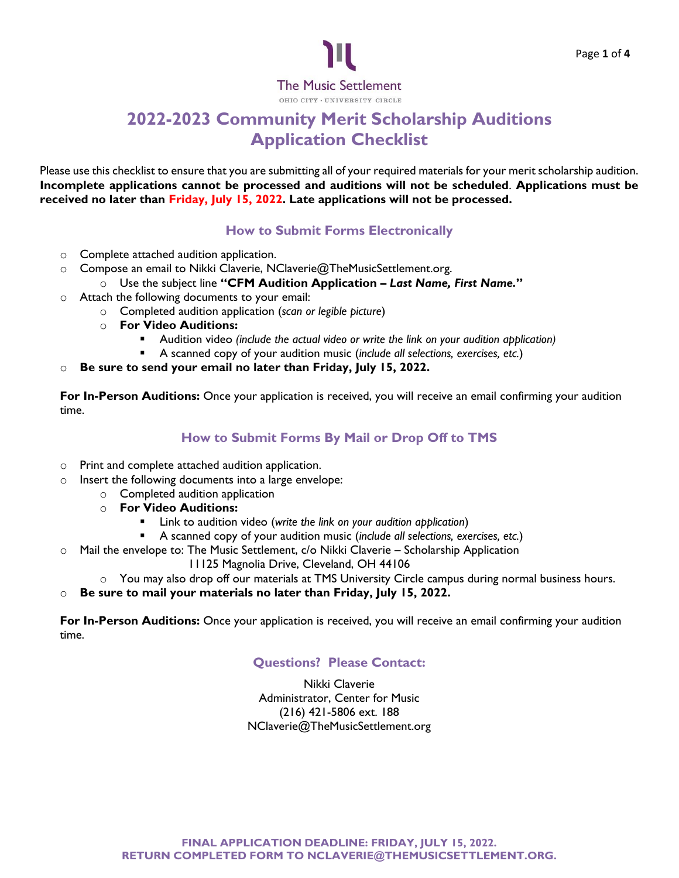The Music Settlement

OHIO CITY · UNIVERSITY CIRCLE

# 2022-2023 Community Merit Scholarship Auditions Application Checklist

Please use this checklist to ensure that you are submitting all of your required materials for your merit scholarship audition. **Incomplete applications cannot be processed and auditions will not be scheduled**. **Applications must be received no later than Friday, July 15, 2022. Late applications will not be processed.**

## How to Submit Forms Electronically

- Complete attached audition application.
- Compose an email to Nikki Claverie, NClaverie@TheMusicSettlement.org.
  - Use the subject line **"CFM Audition Application – *Last Name, First Name*."**
- Attach the following documents to your email:
  - Completed audition application (*scan or legible picture*)
  - **For Video Auditions:**
    - Audition video *(include the actual video or write the link on your audition application)*
    - A scanned copy of your audition music (*include all selections, exercises, etc.*)
- **Be sure to send your email no later than Friday, July 15, 2022.**

**For In-Person Auditions:** Once your application is received, you will receive an email confirming your audition time.

## How to Submit Forms By Mail or Drop Off to TMS

- Print and complete attached audition application.
- Insert the following documents into a large envelope:
  - Completed audition application
  - **For Video Auditions:**
    - Link to audition video (*write the link on your audition application*)
    - A scanned copy of your audition music (*include all selections, exercises, etc.*)
- Mail the envelope to: The Music Settlement, c/o Nikki Claverie – Scholarship Application
  11125 Magnolia Drive, Cleveland, OH 44106
  - You may also drop off our materials at TMS University Circle campus during normal business hours.
- **Be sure to mail your materials no later than Friday, July 15, 2022.**

**For In-Person Auditions:** Once your application is received, you will receive an email confirming your audition time.

## Questions? Please Contact:

Nikki Claverie
Administrator, Center for Music
(216) 421-5806 ext. 188
NClaverie@TheMusicSettlement.org

**FINAL APPLICATION DEADLINE: FRIDAY, JULY 15, 2022.**
**RETURN COMPLETED FORM TO NCLAVERIE@THEMUSICSETTLEMENT.ORG.**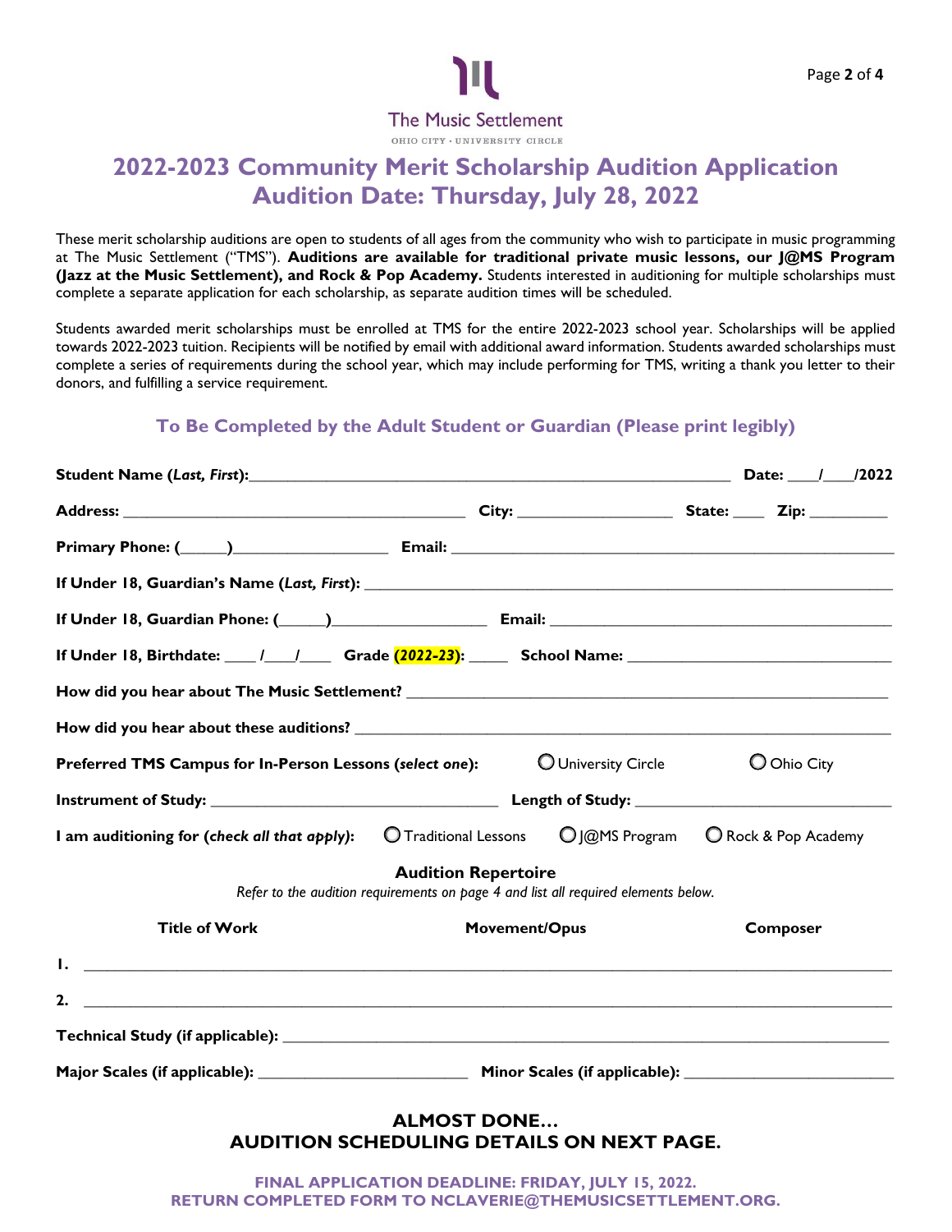The Music Settlement

OHIO CITY · UNIVERSITY CIRCLE

# 2022-2023 Community Merit Scholarship Audition Application
# Audition Date: Thursday, July 28, 2022

These merit scholarship auditions are open to students of all ages from the community who wish to participate in music programming at The Music Settlement ("TMS"). **Auditions are available for traditional private music lessons, our J@MS Program (Jazz at the Music Settlement), and Rock & Pop Academy.** Students interested in auditioning for multiple scholarships must complete a separate application for each scholarship, as separate audition times will be scheduled.

Students awarded merit scholarships must be enrolled at TMS for the entire 2022-2023 school year. Scholarships will be applied towards 2022-2023 tuition. Recipients will be notified by email with additional award information. Students awarded scholarships must complete a series of requirements during the school year, which may include performing for TMS, writing a thank you letter to their donors, and fulfilling a service requirement.

### To Be Completed by the Adult Student or Guardian (Please print legibly)

**Student Name (*Last, First*):**\_\_\_\_\_\_\_\_\_\_\_\_\_\_\_\_\_\_\_\_\_\_\_\_\_\_\_\_\_\_\_\_\_\_\_\_\_\_\_\_ **Date:** \_\_\_\_/\_\_\_\_/2022

**Address:** \_\_\_\_\_\_\_\_\_\_\_\_\_\_\_\_\_\_\_\_\_\_\_\_\_\_\_\_\_\_ **City:** \_\_\_\_\_\_\_\_\_\_\_\_\_\_ **State:** \_\_\_\_ **Zip:** \_\_\_\_\_\_\_\_

**Primary Phone: (\_\_\_\_\_)**\_\_\_\_\_\_\_\_\_\_\_\_\_\_\_\_ **Email:** \_\_\_\_\_\_\_\_\_\_\_\_\_\_\_\_\_\_\_\_\_\_\_\_\_\_\_\_\_\_\_\_\_\_\_\_

**If Under 18, Guardian's Name (*Last, First*):** \_\_\_\_\_\_\_\_\_\_\_\_\_\_\_\_\_\_\_\_\_\_\_\_\_\_\_\_\_\_\_\_\_\_\_\_\_\_\_\_\_\_

**If Under 18, Guardian Phone: (\_\_\_\_\_)**\_\_\_\_\_\_\_\_\_\_\_\_\_\_\_\_ **Email:** \_\_\_\_\_\_\_\_\_\_\_\_\_\_\_\_\_\_\_\_\_\_\_\_\_\_\_\_\_\_

**If Under 18, Birthdate:** \_\_\_\_/\_\_\_\_/\_\_\_\_ **Grade *(2022-23)*:** \_\_\_\_\_ **School Name:** \_\_\_\_\_\_\_\_\_\_\_\_\_\_\_\_\_\_\_\_\_\_\_\_

**How did you hear about The Music Settlement?** \_\_\_\_\_\_\_\_\_\_\_\_\_\_\_\_\_\_\_\_\_\_\_\_\_\_\_\_\_\_\_\_\_\_\_\_\_\_\_\_

**How did you hear about these auditions?** \_\_\_\_\_\_\_\_\_\_\_\_\_\_\_\_\_\_\_\_\_\_\_\_\_\_\_\_\_\_\_\_\_\_\_\_\_\_\_\_\_\_\_\_

**Preferred TMS Campus for In-Person Lessons (*select one*):** ○ University Circle ○ Ohio City

**Instrument of Study:** \_\_\_\_\_\_\_\_\_\_\_\_\_\_\_\_\_\_\_\_\_\_\_\_\_\_ **Length of Study:** \_\_\_\_\_\_\_\_\_\_\_\_\_\_\_\_\_\_\_\_\_\_\_\_

**I am auditioning for (*check all that apply*):** ○ Traditional Lessons ○ J@MS Program ○ Rock & Pop Academy

**Audition Repertoire**

*Refer to the audition requirements on page 4 and list all required elements below.*

| | Title of Work | Movement/Opus | Composer |
|---|---|---|---|
| 1. | | | |
| 2. | | | |

**Technical Study (if applicable):** \_\_\_\_\_\_\_\_\_\_\_\_\_\_\_\_\_\_\_\_\_\_\_\_\_\_\_\_\_\_\_\_\_\_\_\_\_\_\_\_\_\_\_\_\_\_\_\_\_\_\_\_

**Major Scales (if applicable):** \_\_\_\_\_\_\_\_\_\_\_\_\_\_\_\_\_\_\_\_ **Minor Scales (if applicable):** \_\_\_\_\_\_\_\_\_\_\_\_\_\_\_\_\_\_\_\_

**ALMOST DONE…**
**AUDITION SCHEDULING DETAILS ON NEXT PAGE.**

**FINAL APPLICATION DEADLINE: FRIDAY, JULY 15, 2022.**
**RETURN COMPLETED FORM TO NCLAVERIE@THEMUSICSETTLEMENT.ORG.**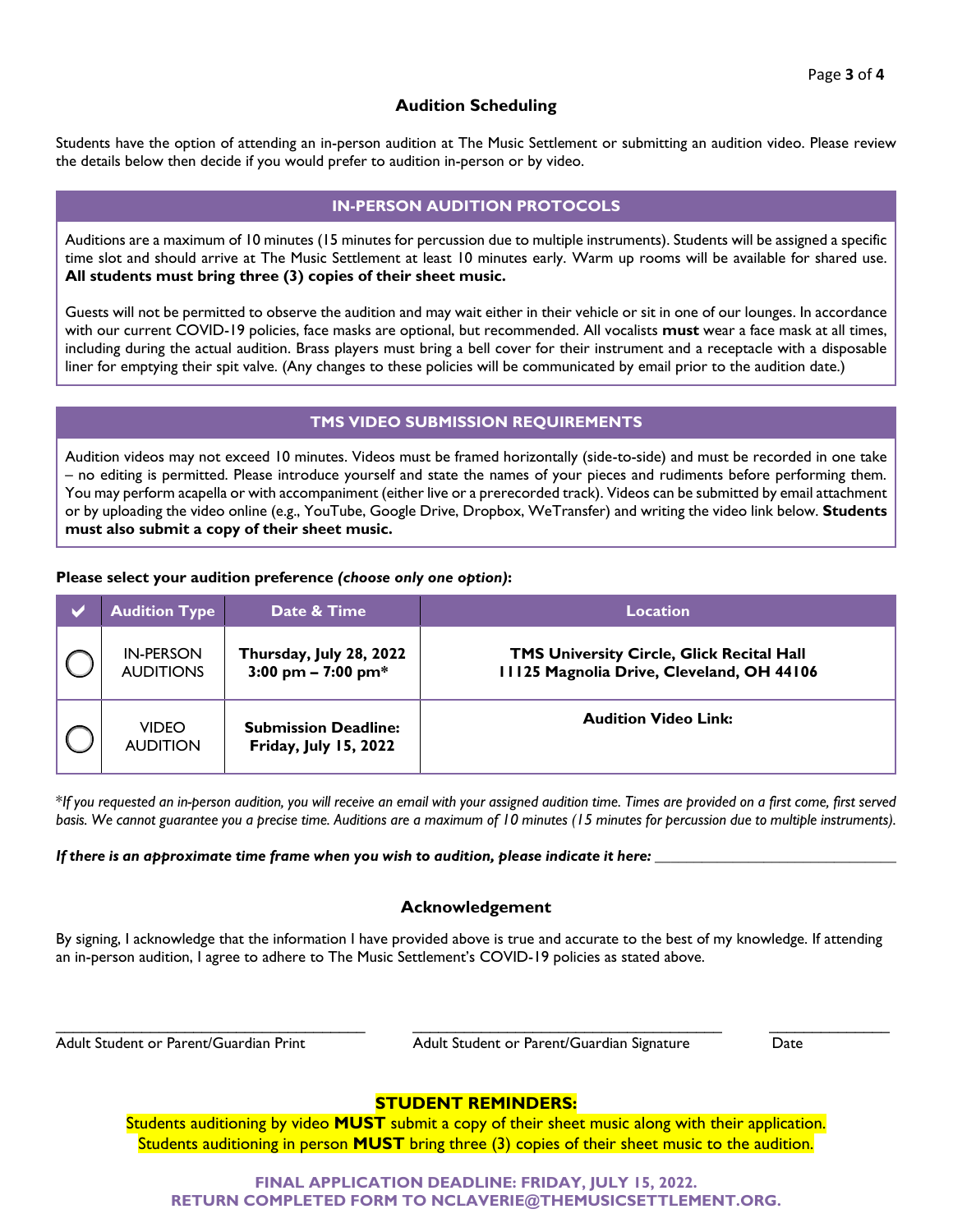## Audition Scheduling

Students have the option of attending an in-person audition at The Music Settlement or submitting an audition video. Please review the details below then decide if you would prefer to audition in-person or by video.

### IN-PERSON AUDITION PROTOCOLS

Auditions are a maximum of 10 minutes (15 minutes for percussion due to multiple instruments). Students will be assigned a specific time slot and should arrive at The Music Settlement at least 10 minutes early. Warm up rooms will be available for shared use. **All students must bring three (3) copies of their sheet music.**

Guests will not be permitted to observe the audition and may wait either in their vehicle or sit in one of our lounges. In accordance with our current COVID-19 policies, face masks are optional, but recommended. All vocalists **must** wear a face mask at all times, including during the actual audition. Brass players must bring a bell cover for their instrument and a receptacle with a disposable liner for emptying their spit valve. (Any changes to these policies will be communicated by email prior to the audition date.)

### TMS VIDEO SUBMISSION REQUIREMENTS

Audition videos may not exceed 10 minutes. Videos must be framed horizontally (side-to-side) and must be recorded in one take – no editing is permitted. Please introduce yourself and state the names of your pieces and rudiments before performing them. You may perform acapella or with accompaniment (either live or a prerecorded track). Videos can be submitted by email attachment or by uploading the video online (e.g., YouTube, Google Drive, Dropbox, WeTransfer) and writing the video link below. **Students must also submit a copy of their sheet music.**

**Please select your audition preference *(choose only one option)*:**

| ✔ | Audition Type | Date & Time | Location |
|---|---|---|---|
| ◯ | IN-PERSON AUDITIONS | **Thursday, July 28, 2022 3:00 pm – 7:00 pm*** | **TMS University Circle, Glick Recital Hall 11125 Magnolia Drive, Cleveland, OH 44106** |
| ◯ | VIDEO AUDITION | **Submission Deadline: Friday, July 15, 2022** | **Audition Video Link:** |

**If you requested an in-person audition, you will receive an email with your assigned audition time. Times are provided on a first come, first served basis. We cannot guarantee you a precise time. Auditions are a maximum of 10 minutes (15 minutes for percussion due to multiple instruments).*

***If there is an approximate time frame when you wish to audition, please indicate it here:*** ______________________________

## Acknowledgement

By signing, I acknowledge that the information I have provided above is true and accurate to the best of my knowledge. If attending an in-person audition, I agree to adhere to The Music Settlement's COVID-19 policies as stated above.

________________________________________ Adult Student or Parent/Guardian Print

________________________________________ Adult Student or Parent/Guardian Signature

_______________ Date

**STUDENT REMINDERS:**

Students auditioning by video **MUST** submit a copy of their sheet music along with their application.
Students auditioning in person **MUST** bring three (3) copies of their sheet music to the audition.

**FINAL APPLICATION DEADLINE: FRIDAY, JULY 15, 2022.**
**RETURN COMPLETED FORM TO NCLAVERIE@THEMUSICSETTLEMENT.ORG.**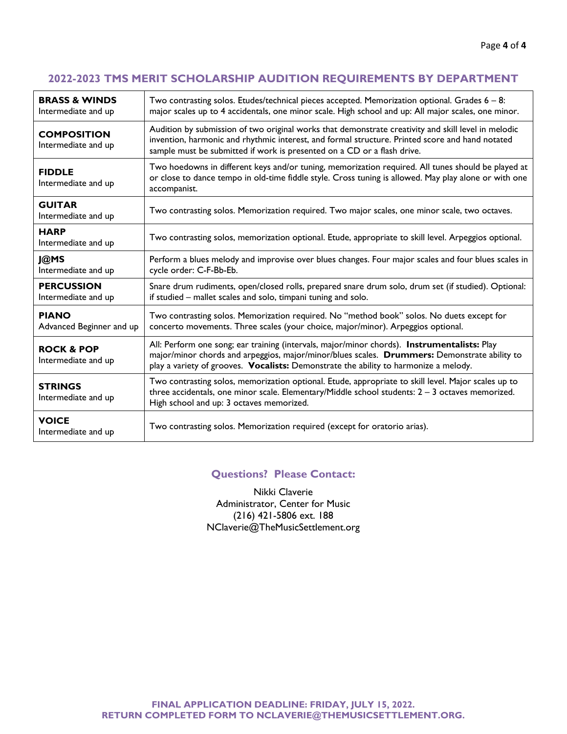## 2022-2023 TMS MERIT SCHOLARSHIP AUDITION REQUIREMENTS BY DEPARTMENT

| | |
|---|---|
| **BRASS & WINDS**<br>Intermediate and up | Two contrasting solos. Etudes/technical pieces accepted. Memorization optional. Grades 6 – 8: major scales up to 4 accidentals, one minor scale. High school and up: All major scales, one minor. |
| **COMPOSITION**<br>Intermediate and up | Audition by submission of two original works that demonstrate creativity and skill level in melodic invention, harmonic and rhythmic interest, and formal structure. Printed score and hand notated sample must be submitted if work is presented on a CD or a flash drive. |
| **FIDDLE**<br>Intermediate and up | Two hoedowns in different keys and/or tuning, memorization required. All tunes should be played at or close to dance tempo in old-time fiddle style. Cross tuning is allowed. May play alone or with one accompanist. |
| **GUITAR**<br>Intermediate and up | Two contrasting solos. Memorization required. Two major scales, one minor scale, two octaves. |
| **HARP**<br>Intermediate and up | Two contrasting solos, memorization optional. Etude, appropriate to skill level. Arpeggios optional. |
| **J@MS**<br>Intermediate and up | Perform a blues melody and improvise over blues changes. Four major scales and four blues scales in cycle order: C-F-Bb-Eb. |
| **PERCUSSION**<br>Intermediate and up | Snare drum rudiments, open/closed rolls, prepared snare drum solo, drum set (if studied). Optional: if studied – mallet scales and solo, timpani tuning and solo. |
| **PIANO**<br>Advanced Beginner and up | Two contrasting solos. Memorization required. No "method book" solos. No duets except for concerto movements. Three scales (your choice, major/minor). Arpeggios optional. |
| **ROCK & POP**<br>Intermediate and up | All: Perform one song; ear training (intervals, major/minor chords). **Instrumentalists:** Play major/minor chords and arpeggios, major/minor/blues scales. **Drummers:** Demonstrate ability to play a variety of grooves. **Vocalists:** Demonstrate the ability to harmonize a melody. |
| **STRINGS**<br>Intermediate and up | Two contrasting solos, memorization optional. Etude, appropriate to skill level. Major scales up to three accidentals, one minor scale. Elementary/Middle school students: 2 – 3 octaves memorized. High school and up: 3 octaves memorized. |
| **VOICE**<br>Intermediate and up | Two contrasting solos. Memorization required (except for oratorio arias). |

### Questions? Please Contact:

Nikki Claverie
Administrator, Center for Music
(216) 421-5806 ext. 188
NClaverie@TheMusicSettlement.org

**FINAL APPLICATION DEADLINE: FRIDAY, JULY 15, 2022.**
**RETURN COMPLETED FORM TO NCLAVERIE@THEMUSICSETTLEMENT.ORG.**